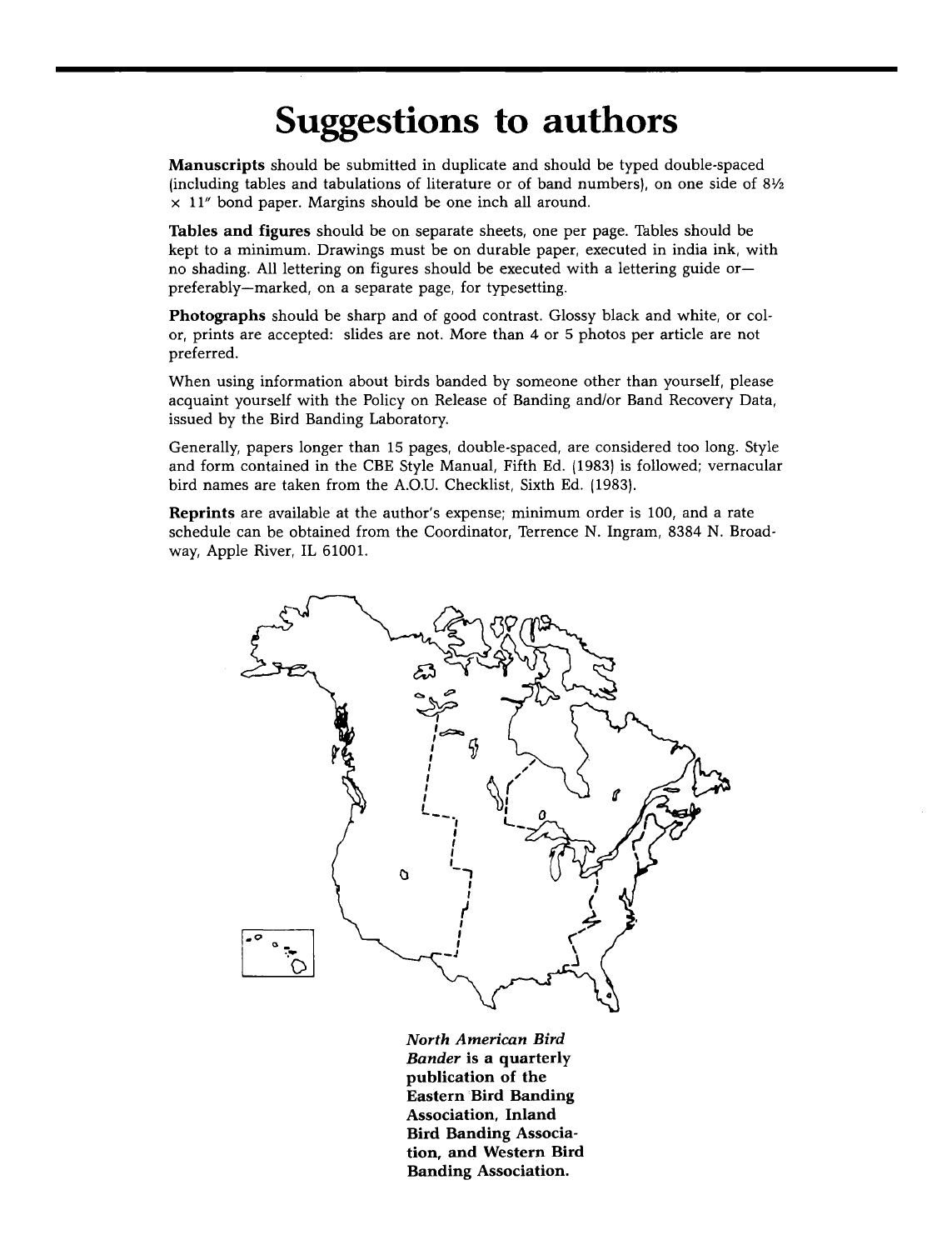# Suggestions to authors

**Manuscripts** should be submitted in duplicate and should be typed double-spaced (including tables and tabulations of literature or of band numbers), on one side of 8½ × 11" bond paper. Margins should be one inch all around.

**Tables and figures** should be on separate sheets, one per page. Tables should be kept to a minimum. Drawings must be on durable paper, executed in india ink, with no shading. All lettering on figures should be executed with a lettering guide or—preferably—marked, on a separate page, for typesetting.

**Photographs** should be sharp and of good contrast. Glossy black and white, or color, prints are accepted: slides are not. More than 4 or 5 photos per article are not preferred.

When using information about birds banded by someone other than yourself, please acquaint yourself with the Policy on Release of Banding and/or Band Recovery Data, issued by the Bird Banding Laboratory.

Generally, papers longer than 15 pages, double-spaced, are considered too long. Style and form contained in the CBE Style Manual, Fifth Ed. (1983) is followed; vernacular bird names are taken from the A.O.U. Checklist, Sixth Ed. (1983).

**Reprints** are available at the author's expense; minimum order is 100, and a rate schedule can be obtained from the Coordinator, Terrence N. Ingram, 8384 N. Broadway, Apple River, IL 61001.

***North American Bird Bander*** **is a quarterly publication of the Eastern Bird Banding Association, Inland Bird Banding Association, and Western Bird Banding Association.**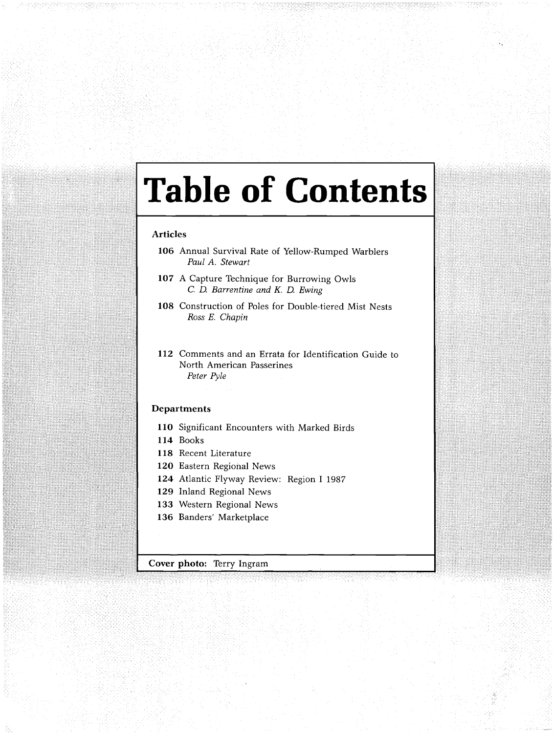# Table of Contents

## Articles

**106** Annual Survival Rate of Yellow-Rumped Warblers
*Paul A. Stewart*

**107** A Capture Technique for Burrowing Owls
*C. D. Barrentine and K. D. Ewing*

**108** Construction of Poles for Double-tiered Mist Nests
*Ross E. Chapin*

**112** Comments and an Errata for Identification Guide to North American Passerines
*Peter Pyle*

## Departments

**110** Significant Encounters with Marked Birds

**114** Books

**118** Recent Literature

**120** Eastern Regional News

**124** Atlantic Flyway Review: Region I 1987

**129** Inland Regional News

**133** Western Regional News

**136** Banders' Marketplace

**Cover photo:** Terry Ingram